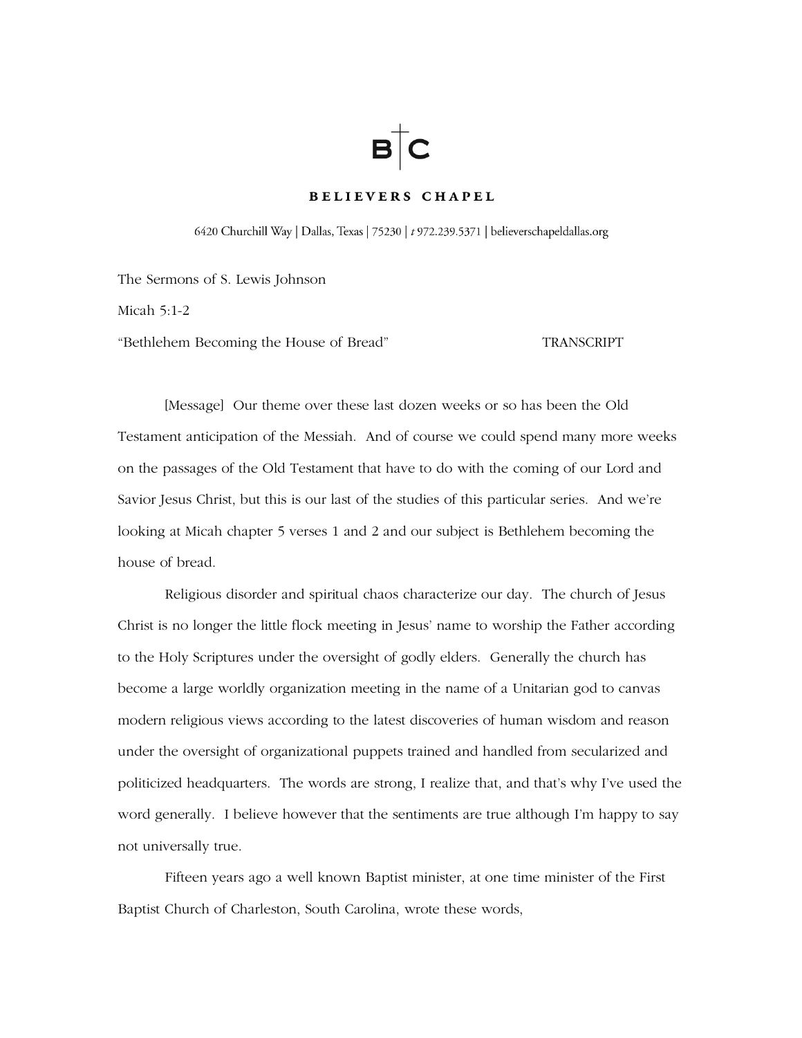# BELIEVERS CHAPEL

6420 Churchill Way | Dallas, Texas | 75230 | t 972.239.5371 | believerschapeldallas.org

The Sermons of S. Lewis Johnson

Micah 5:1-2

"Bethlehem Becoming the House of Bread" TRANSCRIPT

[Message] Our theme over these last dozen weeks or so has been the Old Testament anticipation of the Messiah. And of course we could spend many more weeks on the passages of the Old Testament that have to do with the coming of our Lord and Savior Jesus Christ, but this is our last of the studies of this particular series. And we're looking at Micah chapter 5 verses 1 and 2 and our subject is Bethlehem becoming the house of bread.

Religious disorder and spiritual chaos characterize our day. The church of Jesus Christ is no longer the little flock meeting in Jesus' name to worship the Father according to the Holy Scriptures under the oversight of godly elders. Generally the church has become a large worldly organization meeting in the name of a Unitarian god to canvas modern religious views according to the latest discoveries of human wisdom and reason under the oversight of organizational puppets trained and handled from secularized and politicized headquarters. The words are strong, I realize that, and that's why I've used the word generally. I believe however that the sentiments are true although I'm happy to say not universally true.

Fifteen years ago a well known Baptist minister, at one time minister of the First Baptist Church of Charleston, South Carolina, wrote these words,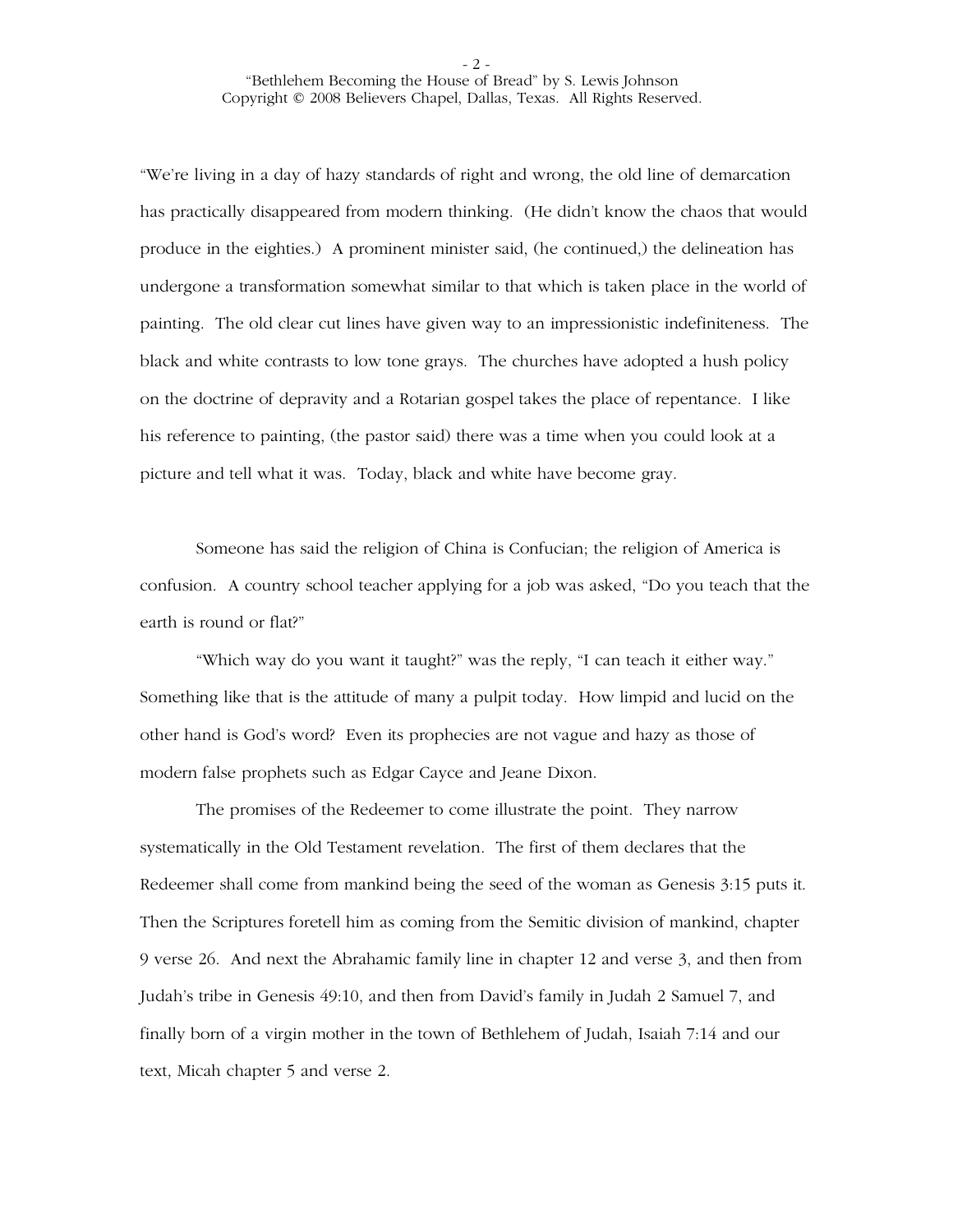"We're living in a day of hazy standards of right and wrong, the old line of demarcation has practically disappeared from modern thinking. (He didn't know the chaos that would produce in the eighties.) A prominent minister said, (he continued,) the delineation has undergone a transformation somewhat similar to that which is taken place in the world of painting. The old clear cut lines have given way to an impressionistic indefiniteness. The black and white contrasts to low tone grays. The churches have adopted a hush policy on the doctrine of depravity and a Rotarian gospel takes the place of repentance. I like his reference to painting, (the pastor said) there was a time when you could look at a picture and tell what it was. Today, black and white have become gray.

Someone has said the religion of China is Confucian; the religion of America is confusion. A country school teacher applying for a job was asked, "Do you teach that the earth is round or flat?"

"Which way do you want it taught?" was the reply, "I can teach it either way." Something like that is the attitude of many a pulpit today. How limpid and lucid on the other hand is God's word? Even its prophecies are not vague and hazy as those of modern false prophets such as Edgar Cayce and Jeane Dixon.

The promises of the Redeemer to come illustrate the point. They narrow systematically in the Old Testament revelation. The first of them declares that the Redeemer shall come from mankind being the seed of the woman as Genesis 3:15 puts it. Then the Scriptures foretell him as coming from the Semitic division of mankind, chapter 9 verse 26. And next the Abrahamic family line in chapter 12 and verse 3, and then from Judah's tribe in Genesis 49:10, and then from David's family in Judah 2 Samuel 7, and finally born of a virgin mother in the town of Bethlehem of Judah, Isaiah 7:14 and our text, Micah chapter 5 and verse 2.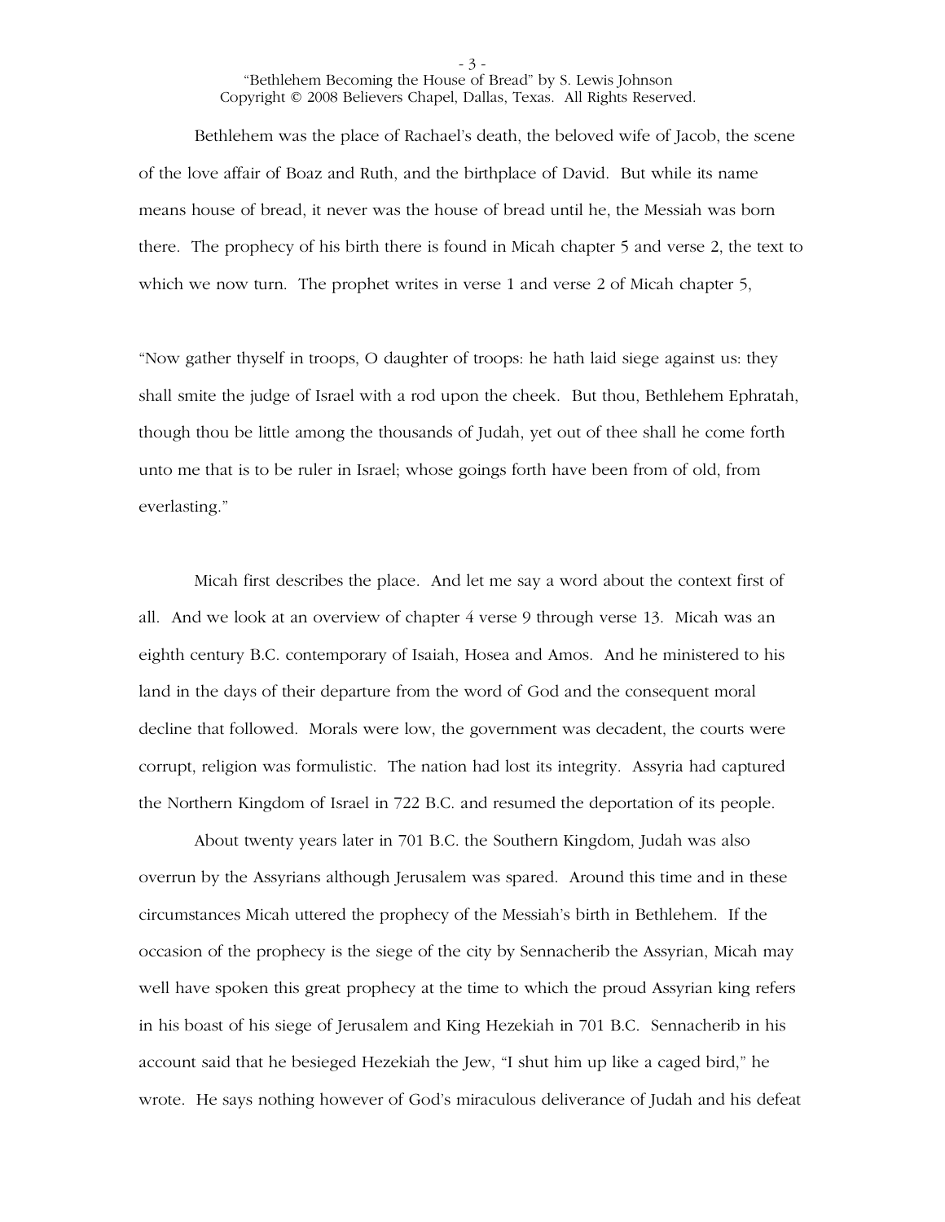Bethlehem was the place of Rachael's death, the beloved wife of Jacob, the scene of the love affair of Boaz and Ruth, and the birthplace of David. But while its name means house of bread, it never was the house of bread until he, the Messiah was born there. The prophecy of his birth there is found in Micah chapter 5 and verse 2, the text to which we now turn. The prophet writes in verse 1 and verse 2 of Micah chapter 5,

"Now gather thyself in troops, O daughter of troops: he hath laid siege against us: they shall smite the judge of Israel with a rod upon the cheek. But thou, Bethlehem Ephratah, though thou be little among the thousands of Judah, yet out of thee shall he come forth unto me that is to be ruler in Israel; whose goings forth have been from of old, from everlasting."

Micah first describes the place. And let me say a word about the context first of all. And we look at an overview of chapter 4 verse 9 through verse 13. Micah was an eighth century B.C. contemporary of Isaiah, Hosea and Amos. And he ministered to his land in the days of their departure from the word of God and the consequent moral decline that followed. Morals were low, the government was decadent, the courts were corrupt, religion was formulistic. The nation had lost its integrity. Assyria had captured the Northern Kingdom of Israel in 722 B.C. and resumed the deportation of its people.

About twenty years later in 701 B.C. the Southern Kingdom, Judah was also overrun by the Assyrians although Jerusalem was spared. Around this time and in these circumstances Micah uttered the prophecy of the Messiah's birth in Bethlehem. If the occasion of the prophecy is the siege of the city by Sennacherib the Assyrian, Micah may well have spoken this great prophecy at the time to which the proud Assyrian king refers in his boast of his siege of Jerusalem and King Hezekiah in 701 B.C. Sennacherib in his account said that he besieged Hezekiah the Jew, "I shut him up like a caged bird," he wrote. He says nothing however of God's miraculous deliverance of Judah and his defeat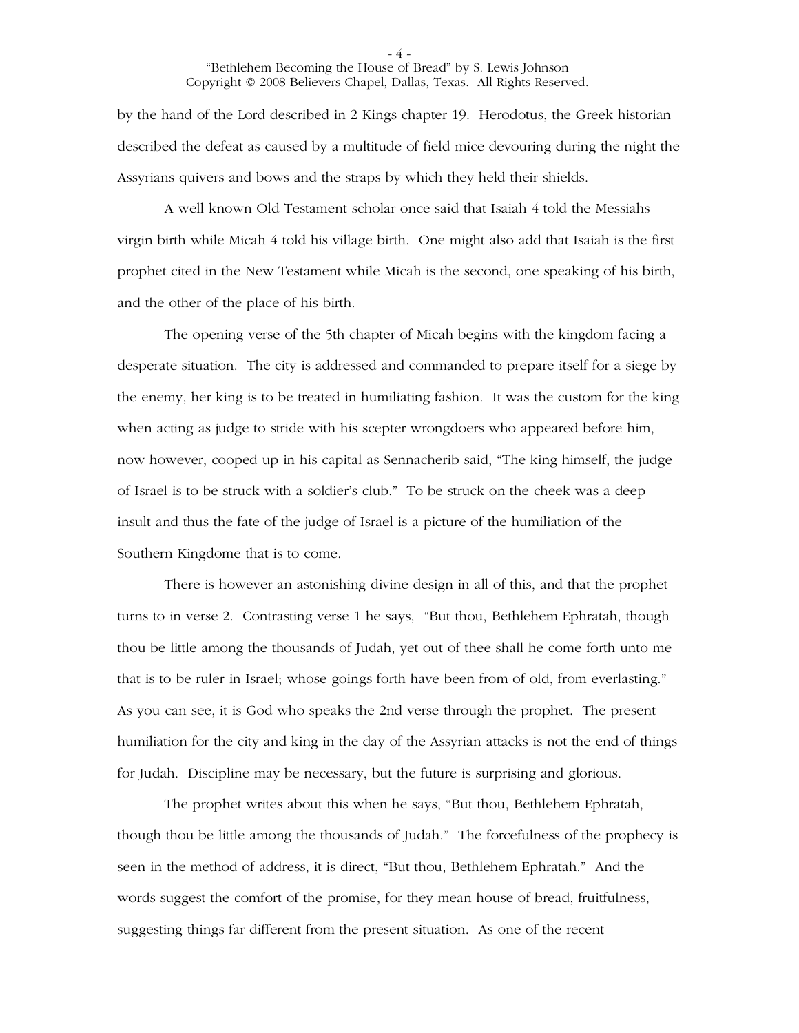by the hand of the Lord described in 2 Kings chapter 19. Herodotus, the Greek historian described the defeat as caused by a multitude of field mice devouring during the night the Assyrians quivers and bows and the straps by which they held their shields.

A well known Old Testament scholar once said that Isaiah 4 told the Messiahs virgin birth while Micah 4 told his village birth. One might also add that Isaiah is the first prophet cited in the New Testament while Micah is the second, one speaking of his birth, and the other of the place of his birth.

The opening verse of the 5th chapter of Micah begins with the kingdom facing a desperate situation. The city is addressed and commanded to prepare itself for a siege by the enemy, her king is to be treated in humiliating fashion. It was the custom for the king when acting as judge to stride with his scepter wrongdoers who appeared before him, now however, cooped up in his capital as Sennacherib said, "The king himself, the judge of Israel is to be struck with a soldier's club." To be struck on the cheek was a deep insult and thus the fate of the judge of Israel is a picture of the humiliation of the Southern Kingdome that is to come.

There is however an astonishing divine design in all of this, and that the prophet turns to in verse 2. Contrasting verse 1 he says, "But thou, Bethlehem Ephratah, though thou be little among the thousands of Judah, yet out of thee shall he come forth unto me that is to be ruler in Israel; whose goings forth have been from of old, from everlasting." As you can see, it is God who speaks the 2nd verse through the prophet. The present humiliation for the city and king in the day of the Assyrian attacks is not the end of things for Judah. Discipline may be necessary, but the future is surprising and glorious.

The prophet writes about this when he says, "But thou, Bethlehem Ephratah, though thou be little among the thousands of Judah." The forcefulness of the prophecy is seen in the method of address, it is direct, "But thou, Bethlehem Ephratah." And the words suggest the comfort of the promise, for they mean house of bread, fruitfulness, suggesting things far different from the present situation. As one of the recent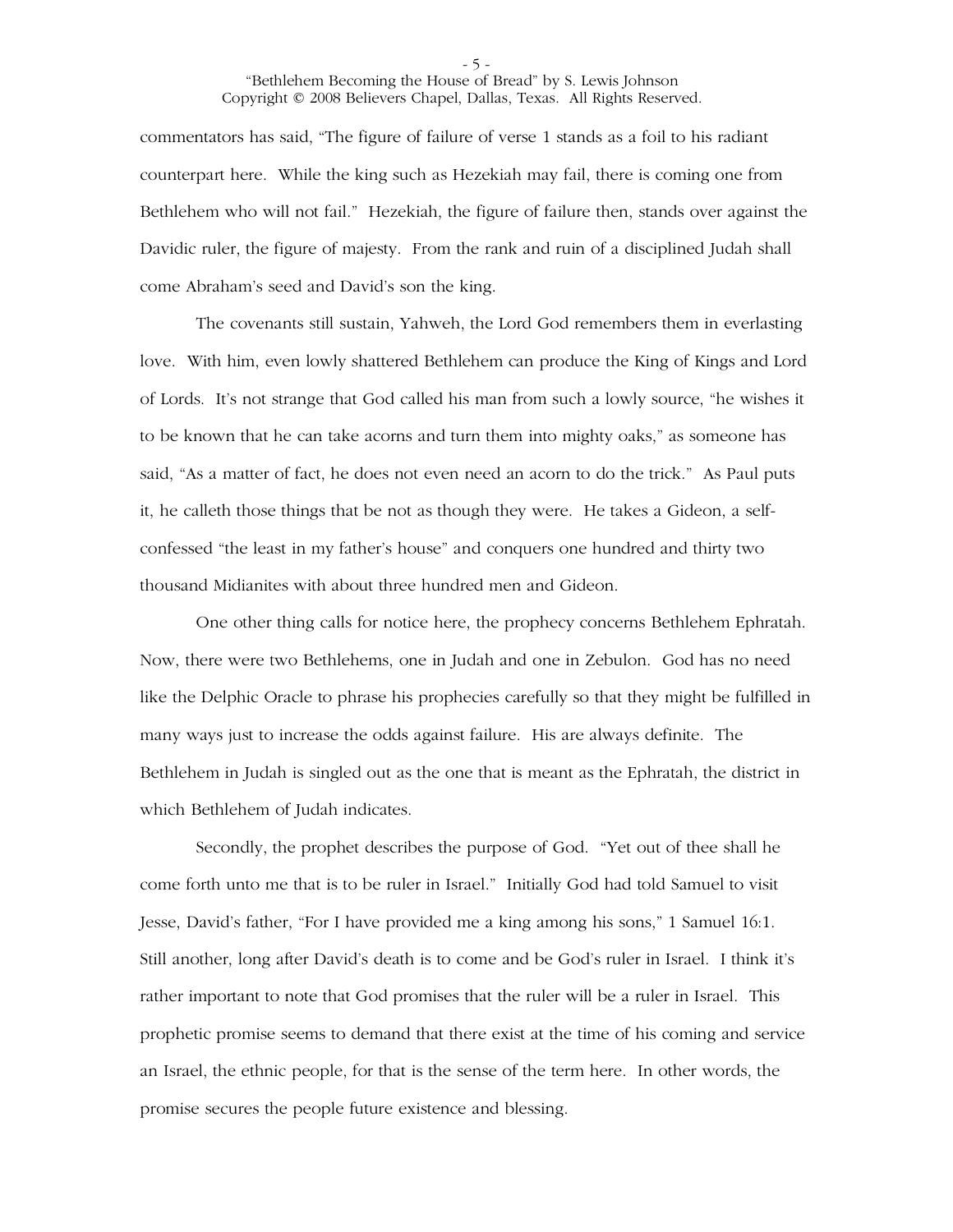commentators has said, "The figure of failure of verse 1 stands as a foil to his radiant counterpart here. While the king such as Hezekiah may fail, there is coming one from Bethlehem who will not fail." Hezekiah, the figure of failure then, stands over against the Davidic ruler, the figure of majesty. From the rank and ruin of a disciplined Judah shall come Abraham's seed and David's son the king.

The covenants still sustain, Yahweh, the Lord God remembers them in everlasting love. With him, even lowly shattered Bethlehem can produce the King of Kings and Lord of Lords. It's not strange that God called his man from such a lowly source, "he wishes it to be known that he can take acorns and turn them into mighty oaks," as someone has said, "As a matter of fact, he does not even need an acorn to do the trick." As Paul puts it, he calleth those things that be not as though they were. He takes a Gideon, a self-confessed "the least in my father's house" and conquers one hundred and thirty two thousand Midianites with about three hundred men and Gideon.

One other thing calls for notice here, the prophecy concerns Bethlehem Ephratah. Now, there were two Bethlehems, one in Judah and one in Zebulon. God has no need like the Delphic Oracle to phrase his prophecies carefully so that they might be fulfilled in many ways just to increase the odds against failure. His are always definite. The Bethlehem in Judah is singled out as the one that is meant as the Ephratah, the district in which Bethlehem of Judah indicates.

Secondly, the prophet describes the purpose of God. "Yet out of thee shall he come forth unto me that is to be ruler in Israel." Initially God had told Samuel to visit Jesse, David's father, "For I have provided me a king among his sons," 1 Samuel 16:1. Still another, long after David's death is to come and be God's ruler in Israel. I think it's rather important to note that God promises that the ruler will be a ruler in Israel. This prophetic promise seems to demand that there exist at the time of his coming and service an Israel, the ethnic people, for that is the sense of the term here. In other words, the promise secures the people future existence and blessing.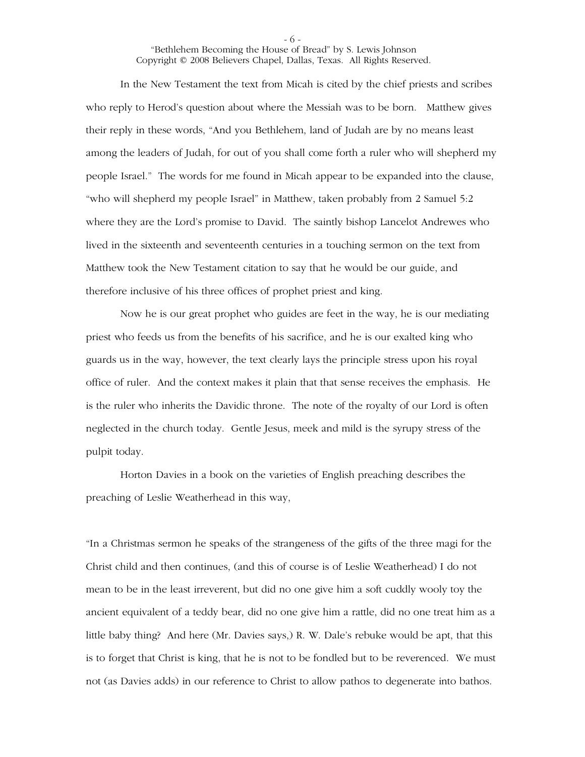In the New Testament the text from Micah is cited by the chief priests and scribes who reply to Herod's question about where the Messiah was to be born. Matthew gives their reply in these words, "And you Bethlehem, land of Judah are by no means least among the leaders of Judah, for out of you shall come forth a ruler who will shepherd my people Israel." The words for me found in Micah appear to be expanded into the clause, "who will shepherd my people Israel" in Matthew, taken probably from 2 Samuel 5:2 where they are the Lord's promise to David. The saintly bishop Lancelot Andrewes who lived in the sixteenth and seventeenth centuries in a touching sermon on the text from Matthew took the New Testament citation to say that he would be our guide, and therefore inclusive of his three offices of prophet priest and king.

Now he is our great prophet who guides are feet in the way, he is our mediating priest who feeds us from the benefits of his sacrifice, and he is our exalted king who guards us in the way, however, the text clearly lays the principle stress upon his royal office of ruler. And the context makes it plain that that sense receives the emphasis. He is the ruler who inherits the Davidic throne. The note of the royalty of our Lord is often neglected in the church today. Gentle Jesus, meek and mild is the syrupy stress of the pulpit today.

Horton Davies in a book on the varieties of English preaching describes the preaching of Leslie Weatherhead in this way,

"In a Christmas sermon he speaks of the strangeness of the gifts of the three magi for the Christ child and then continues, (and this of course is of Leslie Weatherhead) I do not mean to be in the least irreverent, but did no one give him a soft cuddly wooly toy the ancient equivalent of a teddy bear, did no one give him a rattle, did no one treat him as a little baby thing? And here (Mr. Davies says,) R. W. Dale's rebuke would be apt, that this is to forget that Christ is king, that he is not to be fondled but to be reverenced. We must not (as Davies adds) in our reference to Christ to allow pathos to degenerate into bathos.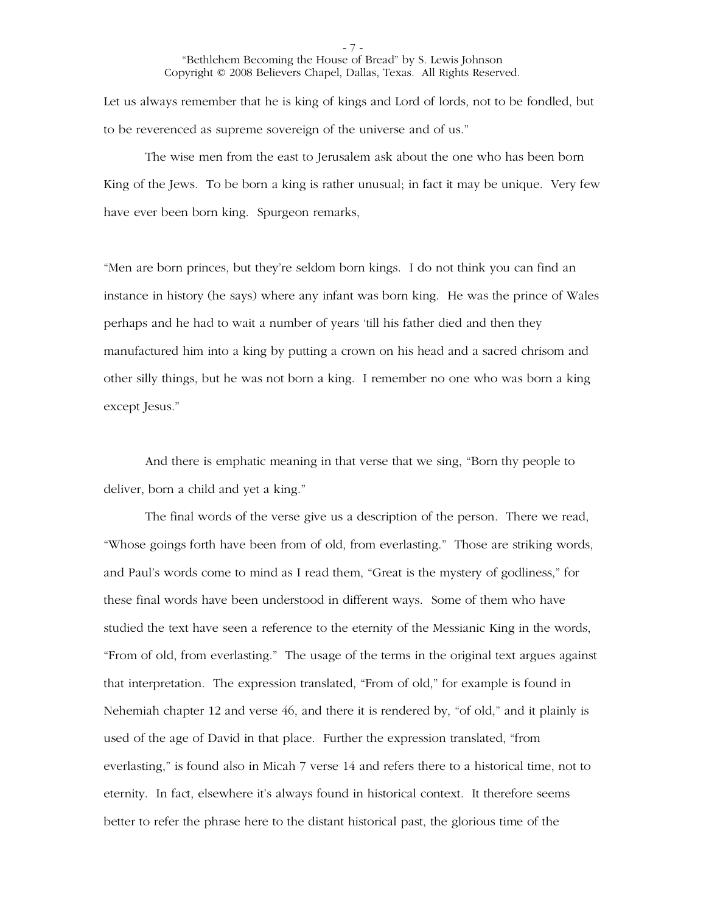Let us always remember that he is king of kings and Lord of lords, not to be fondled, but to be reverenced as supreme sovereign of the universe and of us."

The wise men from the east to Jerusalem ask about the one who has been born King of the Jews. To be born a king is rather unusual; in fact it may be unique. Very few have ever been born king. Spurgeon remarks,

"Men are born princes, but they're seldom born kings. I do not think you can find an instance in history (he says) where any infant was born king. He was the prince of Wales perhaps and he had to wait a number of years 'till his father died and then they manufactured him into a king by putting a crown on his head and a sacred chrisom and other silly things, but he was not born a king. I remember no one who was born a king except Jesus."

And there is emphatic meaning in that verse that we sing, "Born thy people to deliver, born a child and yet a king."

The final words of the verse give us a description of the person. There we read, "Whose goings forth have been from of old, from everlasting." Those are striking words, and Paul's words come to mind as I read them, "Great is the mystery of godliness," for these final words have been understood in different ways. Some of them who have studied the text have seen a reference to the eternity of the Messianic King in the words, "From of old, from everlasting." The usage of the terms in the original text argues against that interpretation. The expression translated, "From of old," for example is found in Nehemiah chapter 12 and verse 46, and there it is rendered by, "of old," and it plainly is used of the age of David in that place. Further the expression translated, "from everlasting," is found also in Micah 7 verse 14 and refers there to a historical time, not to eternity. In fact, elsewhere it's always found in historical context. It therefore seems better to refer the phrase here to the distant historical past, the glorious time of the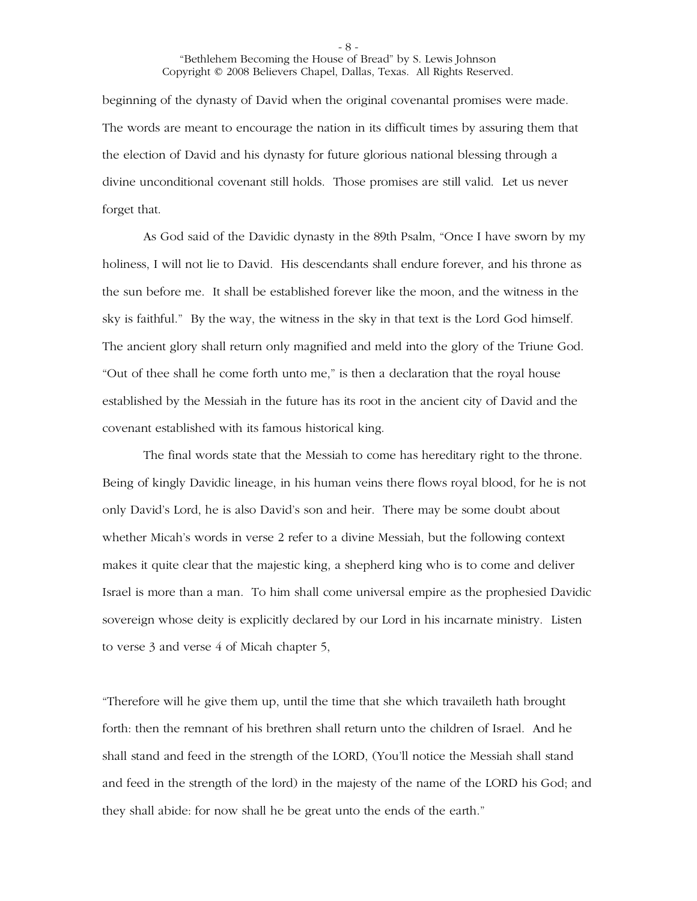beginning of the dynasty of David when the original covenantal promises were made. The words are meant to encourage the nation in its difficult times by assuring them that the election of David and his dynasty for future glorious national blessing through a divine unconditional covenant still holds. Those promises are still valid. Let us never forget that.

As God said of the Davidic dynasty in the 89th Psalm, "Once I have sworn by my holiness, I will not lie to David. His descendants shall endure forever, and his throne as the sun before me. It shall be established forever like the moon, and the witness in the sky is faithful." By the way, the witness in the sky in that text is the Lord God himself. The ancient glory shall return only magnified and meld into the glory of the Triune God. "Out of thee shall he come forth unto me," is then a declaration that the royal house established by the Messiah in the future has its root in the ancient city of David and the covenant established with its famous historical king.

The final words state that the Messiah to come has hereditary right to the throne. Being of kingly Davidic lineage, in his human veins there flows royal blood, for he is not only David's Lord, he is also David's son and heir. There may be some doubt about whether Micah's words in verse 2 refer to a divine Messiah, but the following context makes it quite clear that the majestic king, a shepherd king who is to come and deliver Israel is more than a man. To him shall come universal empire as the prophesied Davidic sovereign whose deity is explicitly declared by our Lord in his incarnate ministry. Listen to verse 3 and verse 4 of Micah chapter 5,

"Therefore will he give them up, until the time that she which travaileth hath brought forth: then the remnant of his brethren shall return unto the children of Israel. And he shall stand and feed in the strength of the LORD, (You'll notice the Messiah shall stand and feed in the strength of the lord) in the majesty of the name of the LORD his God; and they shall abide: for now shall he be great unto the ends of the earth."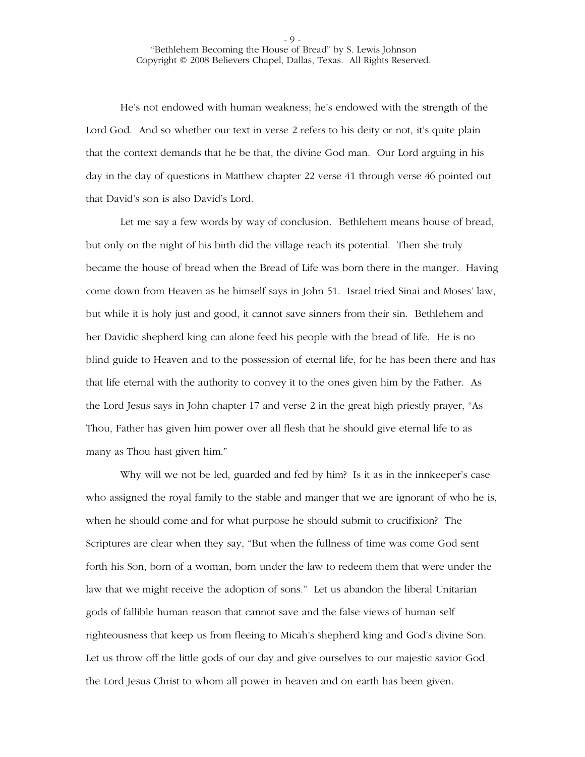He's not endowed with human weakness; he's endowed with the strength of the Lord God. And so whether our text in verse 2 refers to his deity or not, it's quite plain that the context demands that he be that, the divine God man. Our Lord arguing in his day in the day of questions in Matthew chapter 22 verse 41 through verse 46 pointed out that David's son is also David's Lord.

Let me say a few words by way of conclusion. Bethlehem means house of bread, but only on the night of his birth did the village reach its potential. Then she truly became the house of bread when the Bread of Life was born there in the manger. Having come down from Heaven as he himself says in John 51. Israel tried Sinai and Moses' law, but while it is holy just and good, it cannot save sinners from their sin. Bethlehem and her Davidic shepherd king can alone feed his people with the bread of life. He is no blind guide to Heaven and to the possession of eternal life, for he has been there and has that life eternal with the authority to convey it to the ones given him by the Father. As the Lord Jesus says in John chapter 17 and verse 2 in the great high priestly prayer, "As Thou, Father has given him power over all flesh that he should give eternal life to as many as Thou hast given him."

Why will we not be led, guarded and fed by him? Is it as in the innkeeper's case who assigned the royal family to the stable and manger that we are ignorant of who he is, when he should come and for what purpose he should submit to crucifixion? The Scriptures are clear when they say, "But when the fullness of time was come God sent forth his Son, born of a woman, born under the law to redeem them that were under the law that we might receive the adoption of sons." Let us abandon the liberal Unitarian gods of fallible human reason that cannot save and the false views of human self righteousness that keep us from fleeing to Micah's shepherd king and God's divine Son. Let us throw off the little gods of our day and give ourselves to our majestic savior God the Lord Jesus Christ to whom all power in heaven and on earth has been given.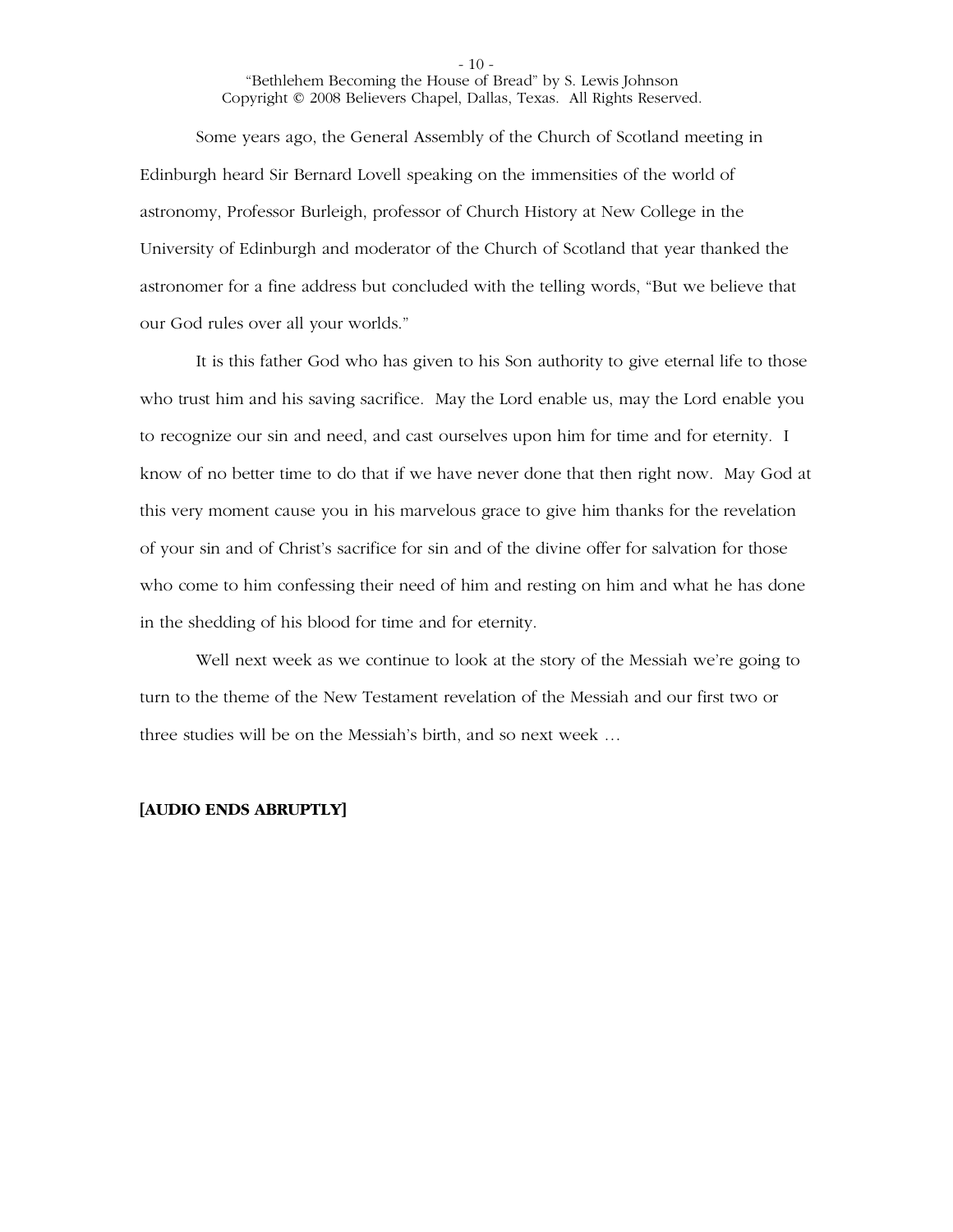Some years ago, the General Assembly of the Church of Scotland meeting in Edinburgh heard Sir Bernard Lovell speaking on the immensities of the world of astronomy, Professor Burleigh, professor of Church History at New College in the University of Edinburgh and moderator of the Church of Scotland that year thanked the astronomer for a fine address but concluded with the telling words, "But we believe that our God rules over all your worlds."

It is this father God who has given to his Son authority to give eternal life to those who trust him and his saving sacrifice. May the Lord enable us, may the Lord enable you to recognize our sin and need, and cast ourselves upon him for time and for eternity. I know of no better time to do that if we have never done that then right now. May God at this very moment cause you in his marvelous grace to give him thanks for the revelation of your sin and of Christ's sacrifice for sin and of the divine offer for salvation for those who come to him confessing their need of him and resting on him and what he has done in the shedding of his blood for time and for eternity.

Well next week as we continue to look at the story of the Messiah we're going to turn to the theme of the New Testament revelation of the Messiah and our first two or three studies will be on the Messiah's birth, and so next week …

**[AUDIO ENDS ABRUPTLY]**